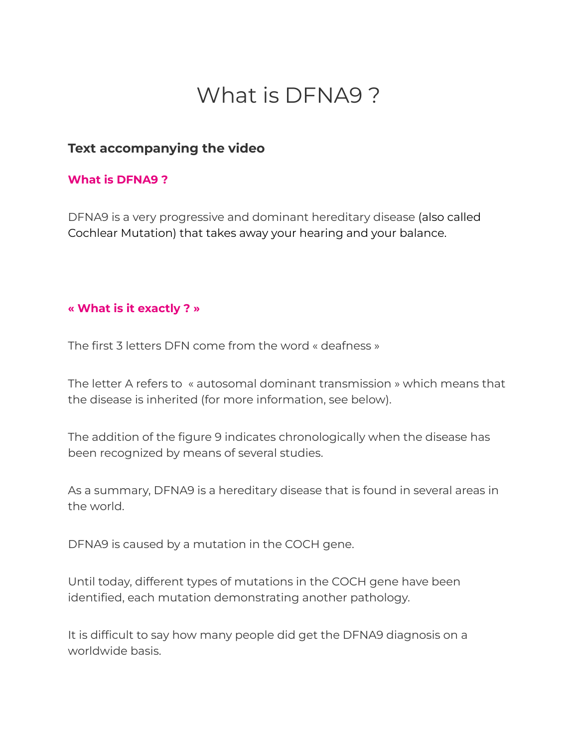# What is DFNA9 ?

## Text accompanying the video

### What is DFNA9 ?

DFNA9 is a very progressive and dominant hereditary disease (also called Cochlear Mutation) that takes away your hearing and your balance.

### « What is it exactly ? »

The first 3 letters DFN come from the word « deafness »

The letter A refers to « autosomal dominant transmission » which means that the disease is inherited (for more information, see below).

The addition of the figure 9 indicates chronologically when the disease has been recognized by means of several studies.

As a summary, DFNA9 is a hereditary disease that is found in several areas in the world.

DFNA9 is caused by a mutation in the COCH gene.

Until today, different types of mutations in the COCH gene have been identified, each mutation demonstrating another pathology.

It is difficult to say how many people did get the DFNA9 diagnosis on a worldwide basis.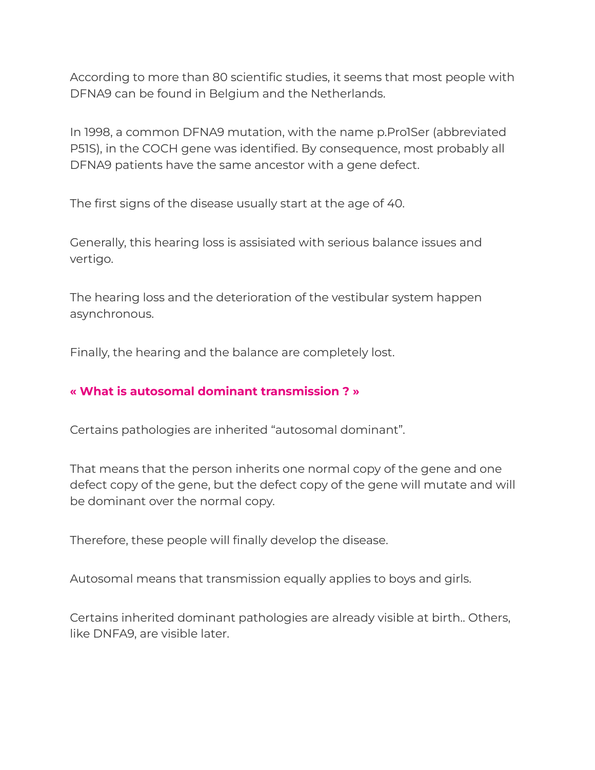According to more than 80 scientific studies, it seems that most people with DFNA9 can be found in Belgium and the Netherlands.

In 1998, a common DFNA9 mutation, with the name p.Pro1Ser (abbreviated P51S), in the COCH gene was identified. By consequence, most probably all DFNA9 patients have the same ancestor with a gene defect.

The first signs of the disease usually start at the age of 40.

Generally, this hearing loss is assisiated with serious balance issues and vertigo.

The hearing loss and the deterioration of the vestibular system happen asynchronous.

Finally, the hearing and the balance are completely lost.

### « What is autosomal dominant transmission ? »

Certains pathologies are inherited "autosomal dominant".

That means that the person inherits one normal copy of the gene and one defect copy of the gene, but the defect copy of the gene will mutate and will be dominant over the normal copy.

Therefore, these people will finally develop the disease.

Autosomal means that transmission equally applies to boys and girls.

Certains inherited dominant pathologies are already visible at birth.. Others, like DNFA9, are visible later.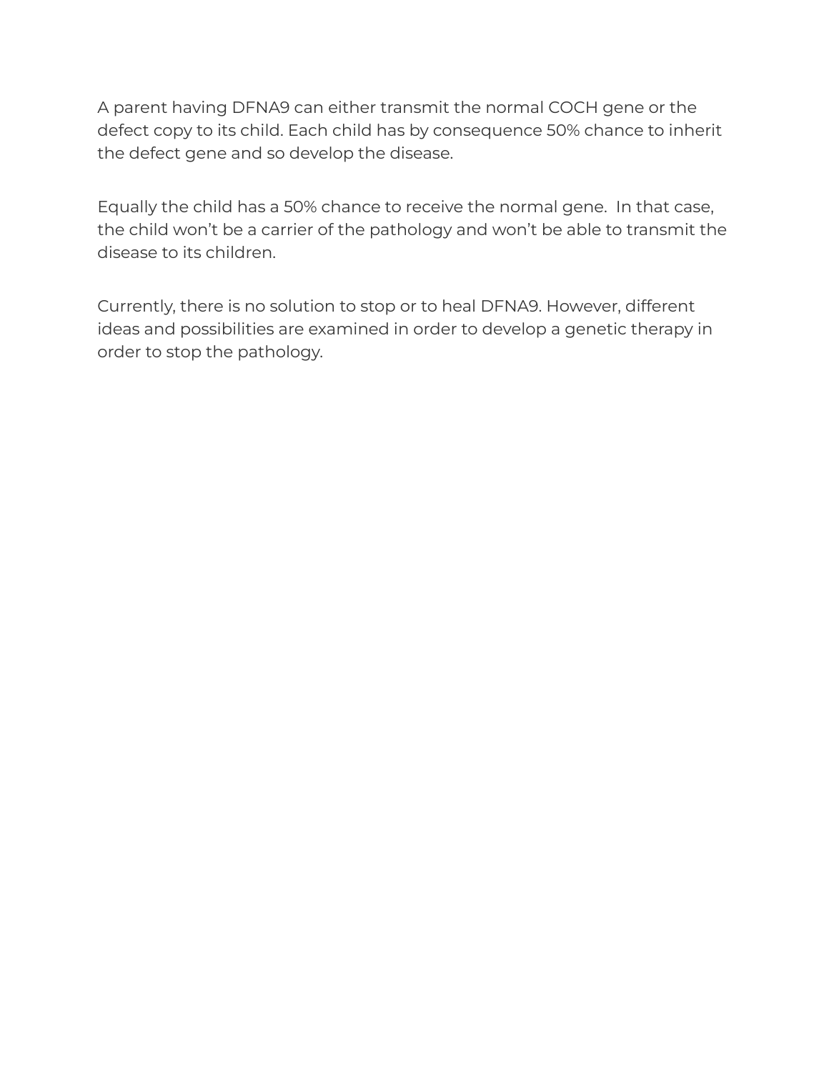A parent having DFNA9 can either transmit the normal COCH gene or the defect copy to its child. Each child has by consequence 50% chance to inherit the defect gene and so develop the disease.

Equally the child has a 50% chance to receive the normal gene.  In that case, the child won't be a carrier of the pathology and won't be able to transmit the disease to its children.

Currently, there is no solution to stop or to heal DFNA9. However, different ideas and possibilities are examined in order to develop a genetic therapy in order to stop the pathology.